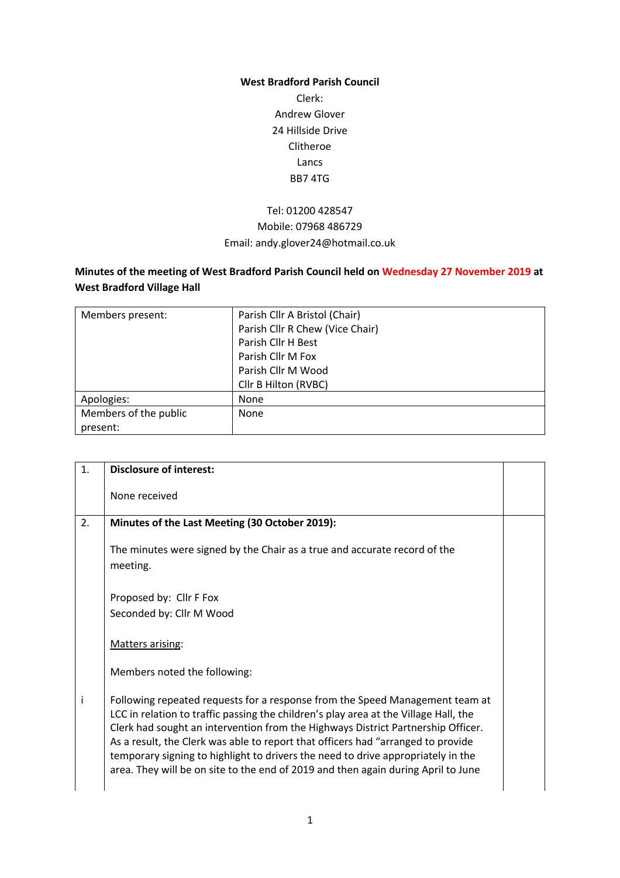**West Bradford Parish Council**

Clerk:
Andrew Glover
24 Hillside Drive
Clitheroe
Lancs
BB7 4TG

Tel: 01200 428547
Mobile: 07968 486729
Email: andy.glover24@hotmail.co.uk

**Minutes of the meeting of West Bradford Parish Council held on Wednesday 27 November 2019 at West Bradford Village Hall**

| Members present: | Parish Cllr A Bristol (Chair)<br>Parish Cllr R Chew (Vice Chair)<br>Parish Cllr H Best<br>Parish Cllr M Fox<br>Parish Cllr M Wood<br>Cllr B Hilton (RVBC) |
|---|---|
| Apologies: | None |
| Members of the public present: | None |

| | | |
|---|---|---|
| 1. | **Disclosure of interest:**<br><br>None received | |
| 2. | **Minutes of the Last Meeting (30 October 2019):**<br><br>The minutes were signed by the Chair as a true and accurate record of the meeting.<br><br>Proposed by: Cllr F Fox<br>Seconded by: Cllr M Wood<br><br>Matters arising:<br><br>Members noted the following: | |
| i | Following repeated requests for a response from the Speed Management team at LCC in relation to traffic passing the children's play area at the Village Hall, the Clerk had sought an intervention from the Highways District Partnership Officer. As a result, the Clerk was able to report that officers had "arranged to provide temporary signing to highlight to drivers the need to drive appropriately in the area. They will be on site to the end of 2019 and then again during April to June | |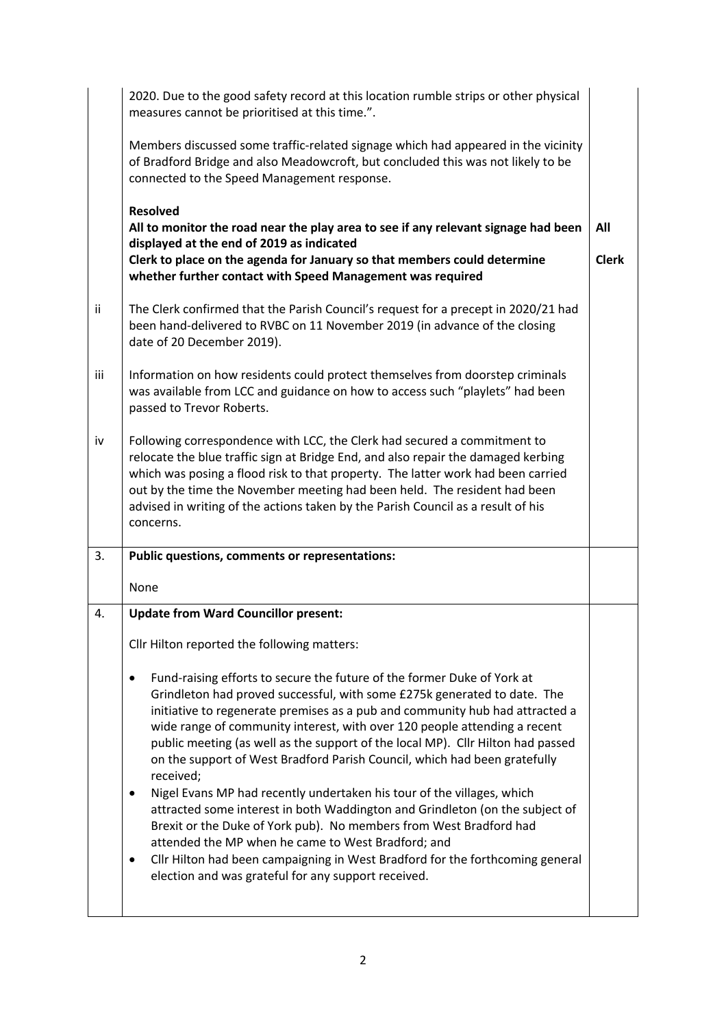| | | |
|---|---|---|
| | 2020. Due to the good safety record at this location rumble strips or other physical measures cannot be prioritised at this time.".<br><br>Members discussed some traffic-related signage which had appeared in the vicinity of Bradford Bridge and also Meadowcroft, but concluded this was not likely to be connected to the Speed Management response.<br><br>**Resolved**<br>**All to monitor the road near the play area to see if any relevant signage had been displayed at the end of 2019 as indicated**<br>**Clerk to place on the agenda for January so that members could determine whether further contact with Speed Management was required** | <br><br><br><br><br>**All**<br><br>**Clerk** |
| ii | The Clerk confirmed that the Parish Council's request for a precept in 2020/21 had been hand-delivered to RVBC on 11 November 2019 (in advance of the closing date of 20 December 2019). | |
| iii | Information on how residents could protect themselves from doorstep criminals was available from LCC and guidance on how to access such "playlets" had been passed to Trevor Roberts. | |
| iv | Following correspondence with LCC, the Clerk had secured a commitment to relocate the blue traffic sign at Bridge End, and also repair the damaged kerbing which was posing a flood risk to that property. The latter work had been carried out by the time the November meeting had been held. The resident had been advised in writing of the actions taken by the Parish Council as a result of his concerns. | |
| 3. | **Public questions, comments or representations:**<br><br>None | |
| 4. | **Update from Ward Councillor present:**<br><br>Cllr Hilton reported the following matters:<br><br>• Fund-raising efforts to secure the future of the former Duke of York at Grindleton had proved successful, with some £275k generated to date. The initiative to regenerate premises as a pub and community hub had attracted a wide range of community interest, with over 120 people attending a recent public meeting (as well as the support of the local MP). Cllr Hilton had passed on the support of West Bradford Parish Council, which had been gratefully received;<br>• Nigel Evans MP had recently undertaken his tour of the villages, which attracted some interest in both Waddington and Grindleton (on the subject of Brexit or the Duke of York pub). No members from West Bradford had attended the MP when he came to West Bradford; and<br>• Cllr Hilton had been campaigning in West Bradford for the forthcoming general election and was grateful for any support received. | |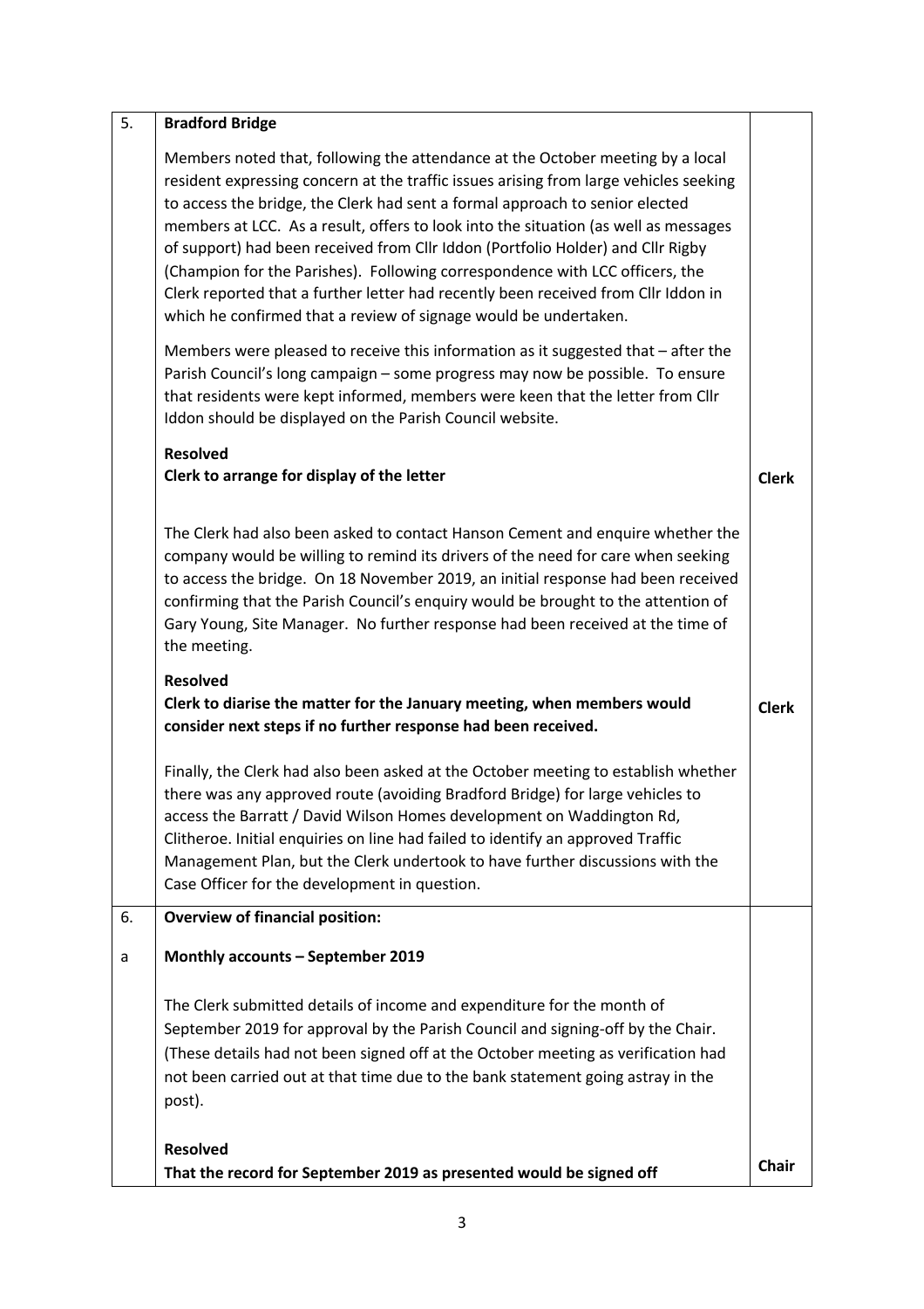| | | |
|---|---|---|
| 5. | **Bradford Bridge**<br><br>Members noted that, following the attendance at the October meeting by a local resident expressing concern at the traffic issues arising from large vehicles seeking to access the bridge, the Clerk had sent a formal approach to senior elected members at LCC. As a result, offers to look into the situation (as well as messages of support) had been received from Cllr Iddon (Portfolio Holder) and Cllr Rigby (Champion for the Parishes). Following correspondence with LCC officers, the Clerk reported that a further letter had recently been received from Cllr Iddon in which he confirmed that a review of signage would be undertaken.<br><br>Members were pleased to receive this information as it suggested that – after the Parish Council's long campaign – some progress may now be possible. To ensure that residents were kept informed, members were keen that the letter from Cllr Iddon should be displayed on the Parish Council website.<br><br>**Resolved**<br>**Clerk to arrange for display of the letter** | **Clerk** |
| | The Clerk had also been asked to contact Hanson Cement and enquire whether the company would be willing to remind its drivers of the need for care when seeking to access the bridge. On 18 November 2019, an initial response had been received confirming that the Parish Council's enquiry would be brought to the attention of Gary Young, Site Manager. No further response had been received at the time of the meeting.<br><br>**Resolved**<br>**Clerk to diarise the matter for the January meeting, when members would consider next steps if no further response had been received.** | **Clerk** |
| | Finally, the Clerk had also been asked at the October meeting to establish whether there was any approved route (avoiding Bradford Bridge) for large vehicles to access the Barratt / David Wilson Homes development on Waddington Rd, Clitheroe. Initial enquiries on line had failed to identify an approved Traffic Management Plan, but the Clerk undertook to have further discussions with the Case Officer for the development in question. | |
| 6. | **Overview of financial position:** | |
| a | **Monthly accounts – September 2019**<br><br>The Clerk submitted details of income and expenditure for the month of September 2019 for approval by the Parish Council and signing-off by the Chair. (These details had not been signed off at the October meeting as verification had not been carried out at that time due to the bank statement going astray in the post).<br><br>**Resolved**<br>**That the record for September 2019 as presented would be signed off** | **Chair** |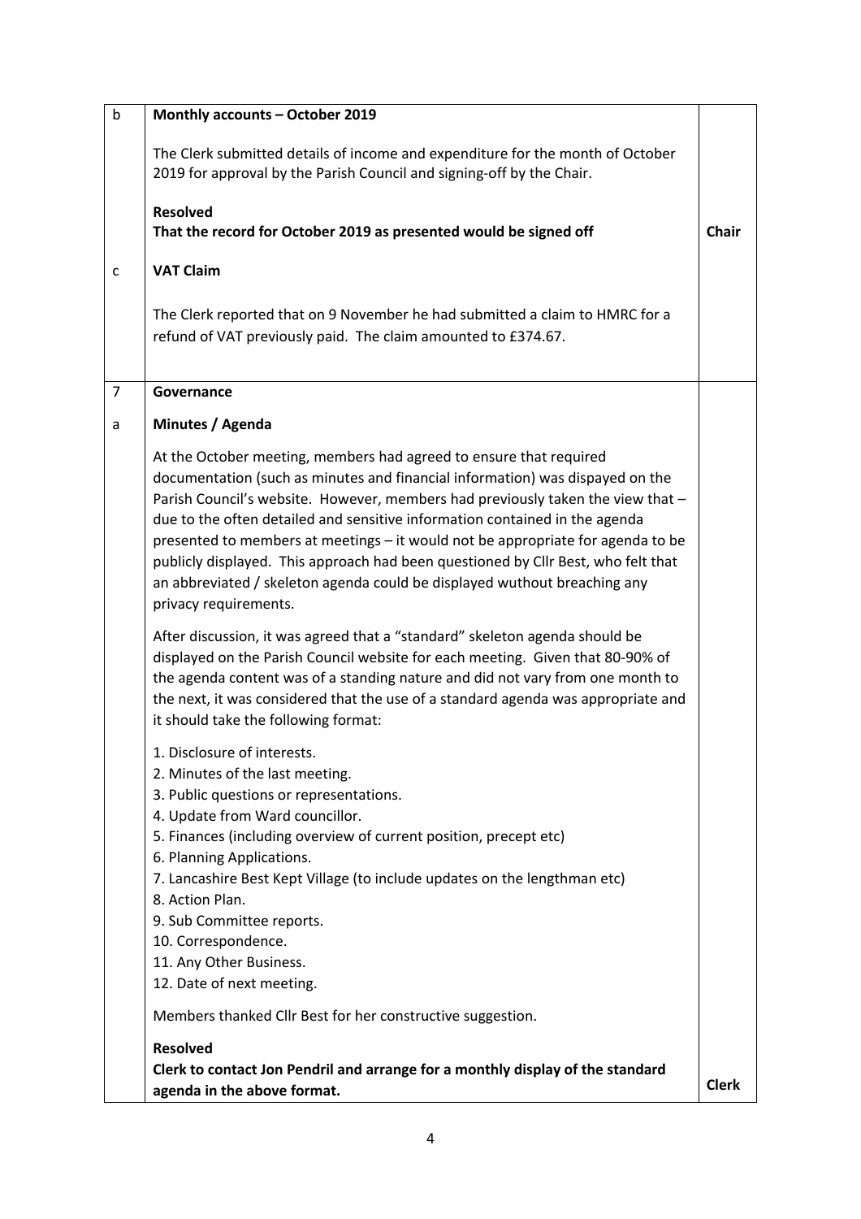| | | |
|---|---|---|
| b | **Monthly accounts – October 2019**<br><br>The Clerk submitted details of income and expenditure for the month of October 2019 for approval by the Parish Council and signing-off by the Chair.<br><br>**Resolved**<br>**That the record for October 2019 as presented would be signed off** | **Chair** |
| c | **VAT Claim**<br><br>The Clerk reported that on 9 November he had submitted a claim to HMRC for a refund of VAT previously paid. The claim amounted to £374.67. | |
| 7 | **Governance** | |
| a | **Minutes / Agenda**<br><br>At the October meeting, members had agreed to ensure that required documentation (such as minutes and financial information) was dispayed on the Parish Council's website. However, members had previously taken the view that – due to the often detailed and sensitive information contained in the agenda presented to members at meetings – it would not be appropriate for agenda to be publicly displayed. This approach had been questioned by Cllr Best, who felt that an abbreviated / skeleton agenda could be displayed wuthout breaching any privacy requirements.<br><br>After discussion, it was agreed that a "standard" skeleton agenda should be displayed on the Parish Council website for each meeting. Given that 80-90% of the agenda content was of a standing nature and did not vary from one month to the next, it was considered that the use of a standard agenda was appropriate and it should take the following format:<br><br>1. Disclosure of interests.<br>2. Minutes of the last meeting.<br>3. Public questions or representations.<br>4. Update from Ward councillor.<br>5. Finances (including overview of current position, precept etc)<br>6. Planning Applications.<br>7. Lancashire Best Kept Village (to include updates on the lengthman etc)<br>8. Action Plan.<br>9. Sub Committee reports.<br>10. Correspondence.<br>11. Any Other Business.<br>12. Date of next meeting.<br><br>Members thanked Cllr Best for her constructive suggestion.<br><br>**Resolved**<br>**Clerk to contact Jon Pendril and arrange for a monthly display of the standard agenda in the above format.** | **Clerk** |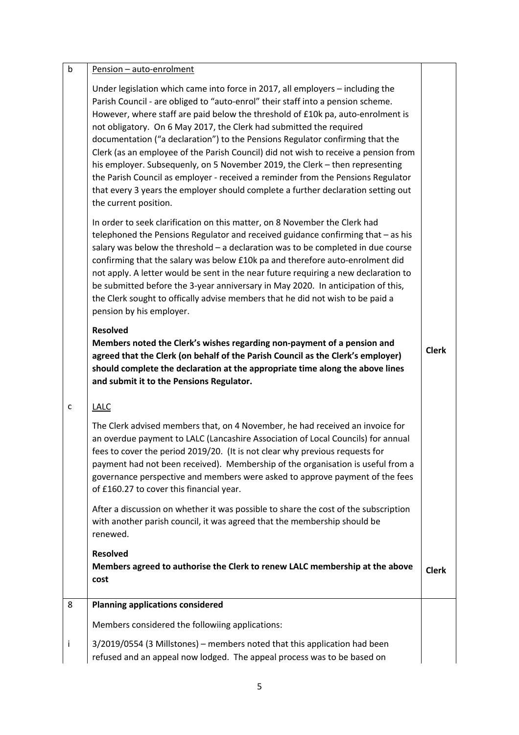| | | |
|---|---|---|
| b | <u>Pension – auto-enrolment</u><br><br>Under legislation which came into force in 2017, all employers – including the Parish Council - are obliged to "auto-enrol" their staff into a pension scheme. However, where staff are paid below the threshold of £10k pa, auto-enrolment is not obligatory. On 6 May 2017, the Clerk had submitted the required documentation ("a declaration") to the Pensions Regulator confirming that the Clerk (as an employee of the Parish Council) did not wish to receive a pension from his employer. Subsequenly, on 5 November 2019, the Clerk – then representing the Parish Council as employer - received a reminder from the Pensions Regulator that every 3 years the employer should complete a further declaration setting out the current position.<br><br>In order to seek clarification on this matter, on 8 November the Clerk had telephoned the Pensions Regulator and received guidance confirming that – as his salary was below the threshold – a declaration was to be completed in due course confirming that the salary was below £10k pa and therefore auto-enrolment did not apply. A letter would be sent in the near future requiring a new declaration to be submitted before the 3-year anniversary in May 2020. In anticipation of this, the Clerk sought to offically advise members that he did not wish to be paid a pension by his employer.<br><br>**Resolved**<br>**Members noted the Clerk's wishes regarding non-payment of a pension and agreed that the Clerk (on behalf of the Parish Council as the Clerk's employer) should complete the declaration at the appropriate time along the above lines and submit it to the Pensions Regulator.** | **Clerk** |
| c | <u>LALC</u><br><br>The Clerk advised members that, on 4 November, he had received an invoice for an overdue payment to LALC (Lancashire Association of Local Councils) for annual fees to cover the period 2019/20. (It is not clear why previous requests for payment had not been received). Membership of the organisation is useful from a governance perspective and members were asked to approve payment of the fees of £160.27 to cover this financial year.<br><br>After a discussion on whether it was possible to share the cost of the subscription with another parish council, it was agreed that the membership should be renewed.<br><br>**Resolved**<br>**Members agreed to authorise the Clerk to renew LALC membership at the above cost** | **Clerk** |
| 8 | **Planning applications considered**<br><br>Members considered the followiing applications: | |
| i | 3/2019/0554 (3 Millstones) – members noted that this application had been refused and an appeal now lodged. The appeal process was to be based on | |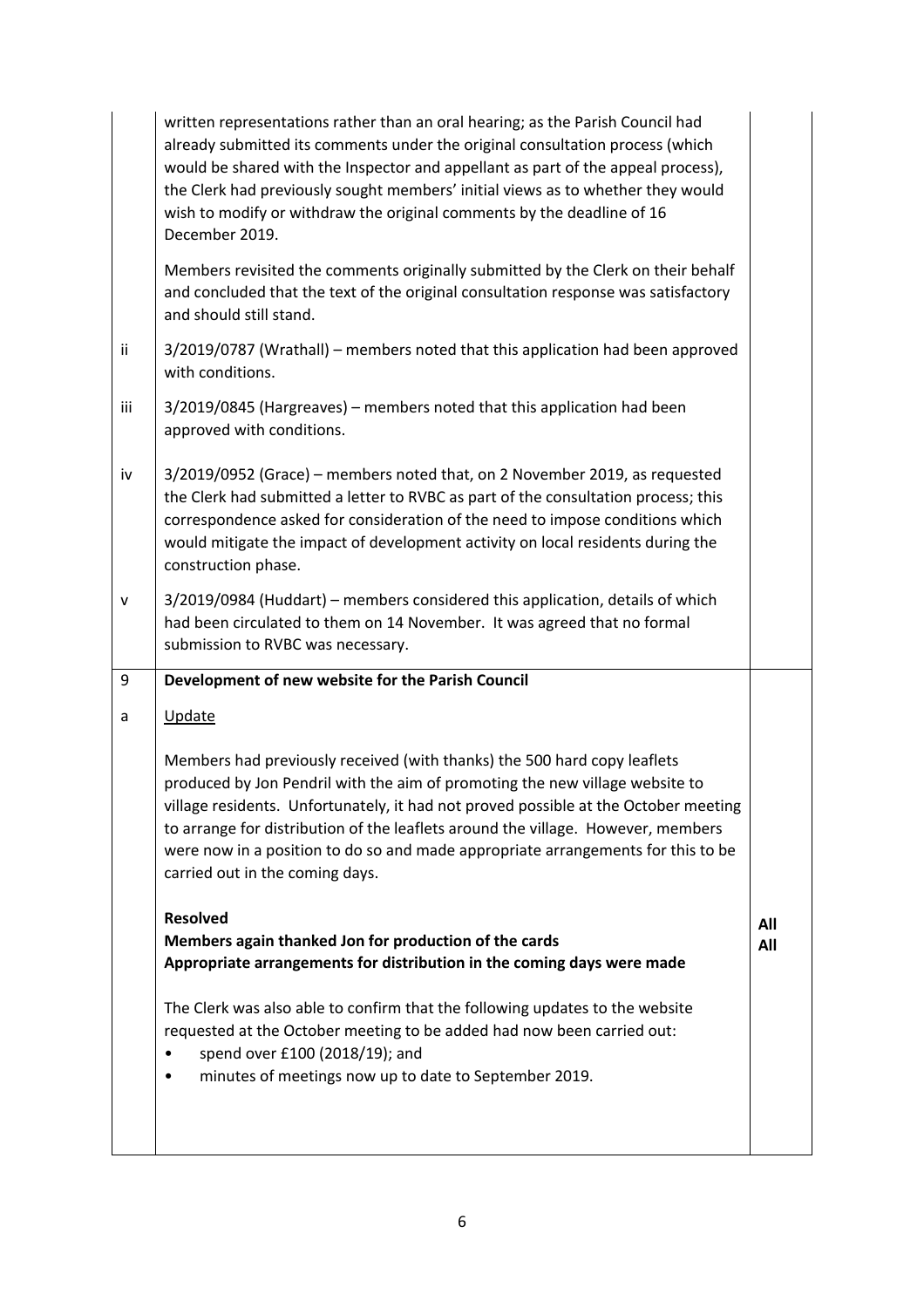|   |   |   |
|---|---|---|
|   | written representations rather than an oral hearing; as the Parish Council had already submitted its comments under the original consultation process (which would be shared with the Inspector and appellant as part of the appeal process), the Clerk had previously sought members' initial views as to whether they would wish to modify or withdraw the original comments by the deadline of 16 December 2019.<br><br>Members revisited the comments originally submitted by the Clerk on their behalf and concluded that the text of the original consultation response was satisfactory and should still stand. |   |
| ii | 3/2019/0787 (Wrathall) – members noted that this application had been approved with conditions. |   |
| iii | 3/2019/0845 (Hargreaves) – members noted that this application had been approved with conditions. |   |
| iv | 3/2019/0952 (Grace) – members noted that, on 2 November 2019, as requested the Clerk had submitted a letter to RVBC as part of the consultation process; this correspondence asked for consideration of the need to impose conditions which would mitigate the impact of development activity on local residents during the construction phase. |   |
| v | 3/2019/0984 (Huddart) – members considered this application, details of which had been circulated to them on 14 November. It was agreed that no formal submission to RVBC was necessary. |   |
| 9 | **Development of new website for the Parish Council** |   |
| a | <u>Update</u><br><br>Members had previously received (with thanks) the 500 hard copy leaflets produced by Jon Pendril with the aim of promoting the new village website to village residents. Unfortunately, it had not proved possible at the October meeting to arrange for distribution of the leaflets around the village. However, members were now in a position to do so and made appropriate arrangements for this to be carried out in the coming days.<br><br>**Resolved**<br>**Members again thanked Jon for production of the cards**<br>**Appropriate arrangements for distribution in the coming days were made**<br><br>The Clerk was also able to confirm that the following updates to the website requested at the October meeting to be added had now been carried out:<br>• spend over £100 (2018/19); and<br>• minutes of meetings now up to date to September 2019. | **All**<br>**All** |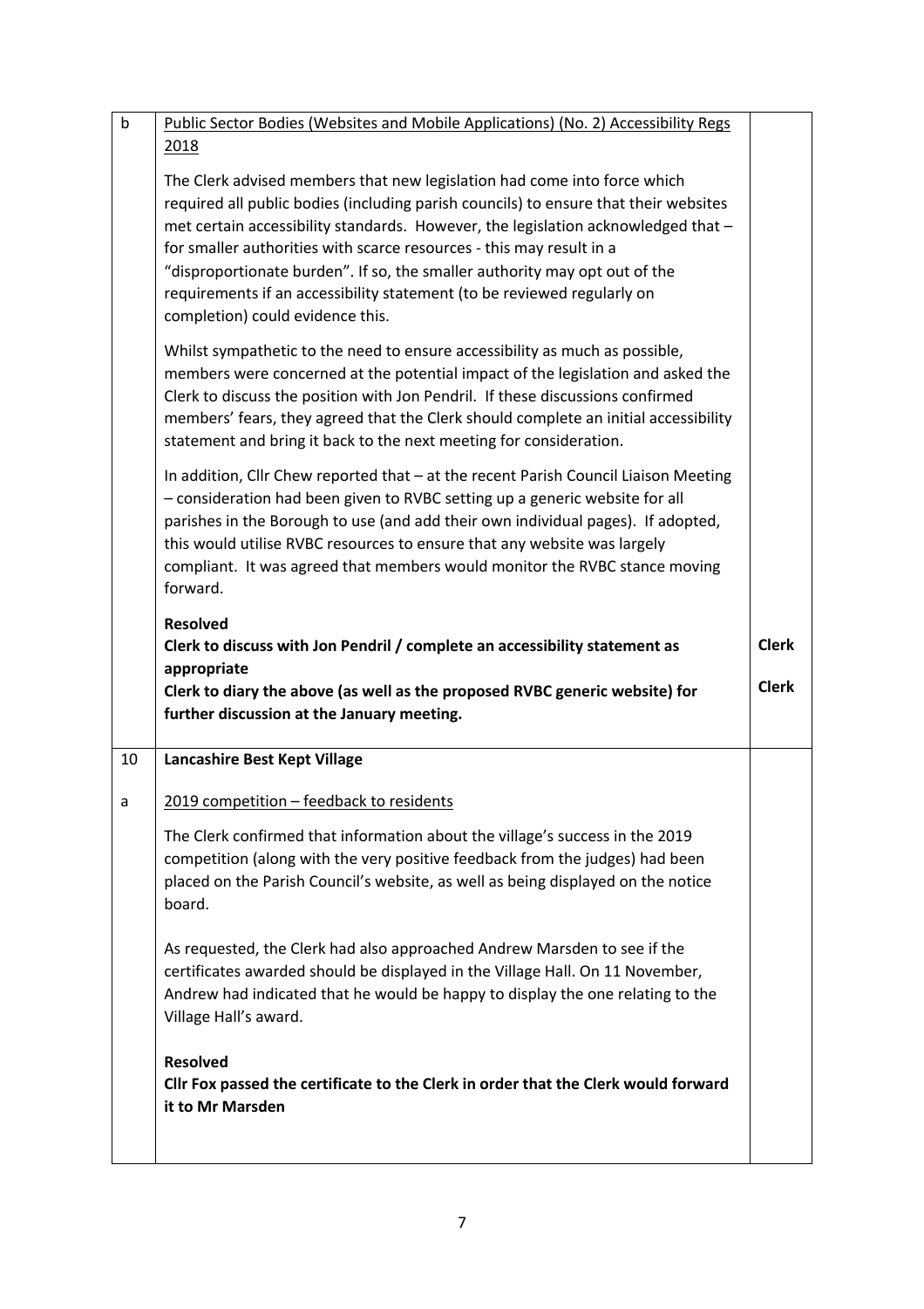| | | |
|---|---|---|
| b | <u>Public Sector Bodies (Websites and Mobile Applications) (No. 2) Accessibility Regs 2018</u><br><br>The Clerk advised members that new legislation had come into force which required all public bodies (including parish councils) to ensure that their websites met certain accessibility standards. However, the legislation acknowledged that – for smaller authorities with scarce resources - this may result in a "disproportionate burden". If so, the smaller authority may opt out of the requirements if an accessibility statement (to be reviewed regularly on completion) could evidence this.<br><br>Whilst sympathetic to the need to ensure accessibility as much as possible, members were concerned at the potential impact of the legislation and asked the Clerk to discuss the position with Jon Pendril. If these discussions confirmed members' fears, they agreed that the Clerk should complete an initial accessibility statement and bring it back to the next meeting for consideration.<br><br>In addition, Cllr Chew reported that – at the recent Parish Council Liaison Meeting – consideration had been given to RVBC setting up a generic website for all parishes in the Borough to use (and add their own individual pages). If adopted, this would utilise RVBC resources to ensure that any website was largely compliant. It was agreed that members would monitor the RVBC stance moving forward.<br><br>**Resolved**<br>**Clerk to discuss with Jon Pendril / complete an accessibility statement as appropriate**<br>**Clerk to diary the above (as well as the proposed RVBC generic website) for further discussion at the January meeting.** | <br><br><br><br><br><br><br><br><br><br><br><br><br><br>**Clerk**<br><br>**Clerk** |
| 10 | **Lancashire Best Kept Village** | |
| a | <u>2019 competition – feedback to residents</u><br><br>The Clerk confirmed that information about the village's success in the 2019 competition (along with the very positive feedback from the judges) had been placed on the Parish Council's website, as well as being displayed on the notice board.<br><br>As requested, the Clerk had also approached Andrew Marsden to see if the certificates awarded should be displayed in the Village Hall. On 11 November, Andrew had indicated that he would be happy to display the one relating to the Village Hall's award.<br><br>**Resolved**<br>**Cllr Fox passed the certificate to the Clerk in order that the Clerk would forward it to Mr Marsden** | |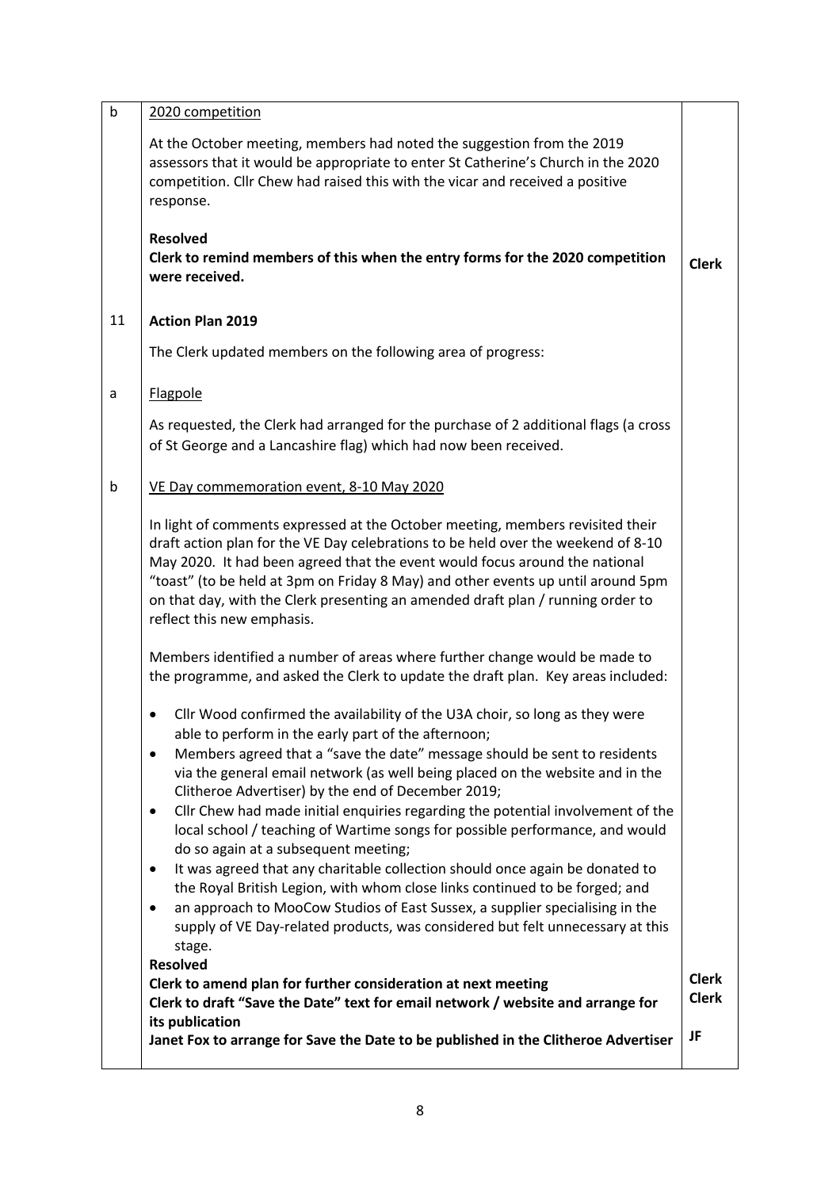| | | |
|---|---|---|
| b | 2020 competition<br><br>At the October meeting, members had noted the suggestion from the 2019 assessors that it would be appropriate to enter St Catherine's Church in the 2020 competition. Cllr Chew had raised this with the vicar and received a positive response.<br><br>**Resolved**<br>**Clerk to remind members of this when the entry forms for the 2020 competition were received.** | **Clerk** |
| 11 | **Action Plan 2019**<br><br>The Clerk updated members on the following area of progress: | |
| a | Flagpole<br><br>As requested, the Clerk had arranged for the purchase of 2 additional flags (a cross of St George and a Lancashire flag) which had now been received. | |
| b | VE Day commemoration event, 8-10 May 2020<br><br>In light of comments expressed at the October meeting, members revisited their draft action plan for the VE Day celebrations to be held over the weekend of 8-10 May 2020. It had been agreed that the event would focus around the national "toast" (to be held at 3pm on Friday 8 May) and other events up until around 5pm on that day, with the Clerk presenting an amended draft plan / running order to reflect this new emphasis.<br><br>Members identified a number of areas where further change would be made to the programme, and asked the Clerk to update the draft plan. Key areas included:<br><br>• Cllr Wood confirmed the availability of the U3A choir, so long as they were able to perform in the early part of the afternoon;<br>• Members agreed that a "save the date" message should be sent to residents via the general email network (as well being placed on the website and in the Clitheroe Advertiser) by the end of December 2019;<br>• Cllr Chew had made initial enquiries regarding the potential involvement of the local school / teaching of Wartime songs for possible performance, and would do so again at a subsequent meeting;<br>• It was agreed that any charitable collection should once again be donated to the Royal British Legion, with whom close links continued to be forged; and<br>• an approach to MooCow Studios of East Sussex, a supplier specialising in the supply of VE Day-related products, was considered but felt unnecessary at this stage.<br><br>**Resolved**<br>**Clerk to amend plan for further consideration at next meeting**<br>**Clerk to draft "Save the Date" text for email network / website and arrange for its publication**<br>**Janet Fox to arrange for Save the Date to be published in the Clitheroe Advertiser** | **Clerk**<br>**Clerk**<br><br>**JF** |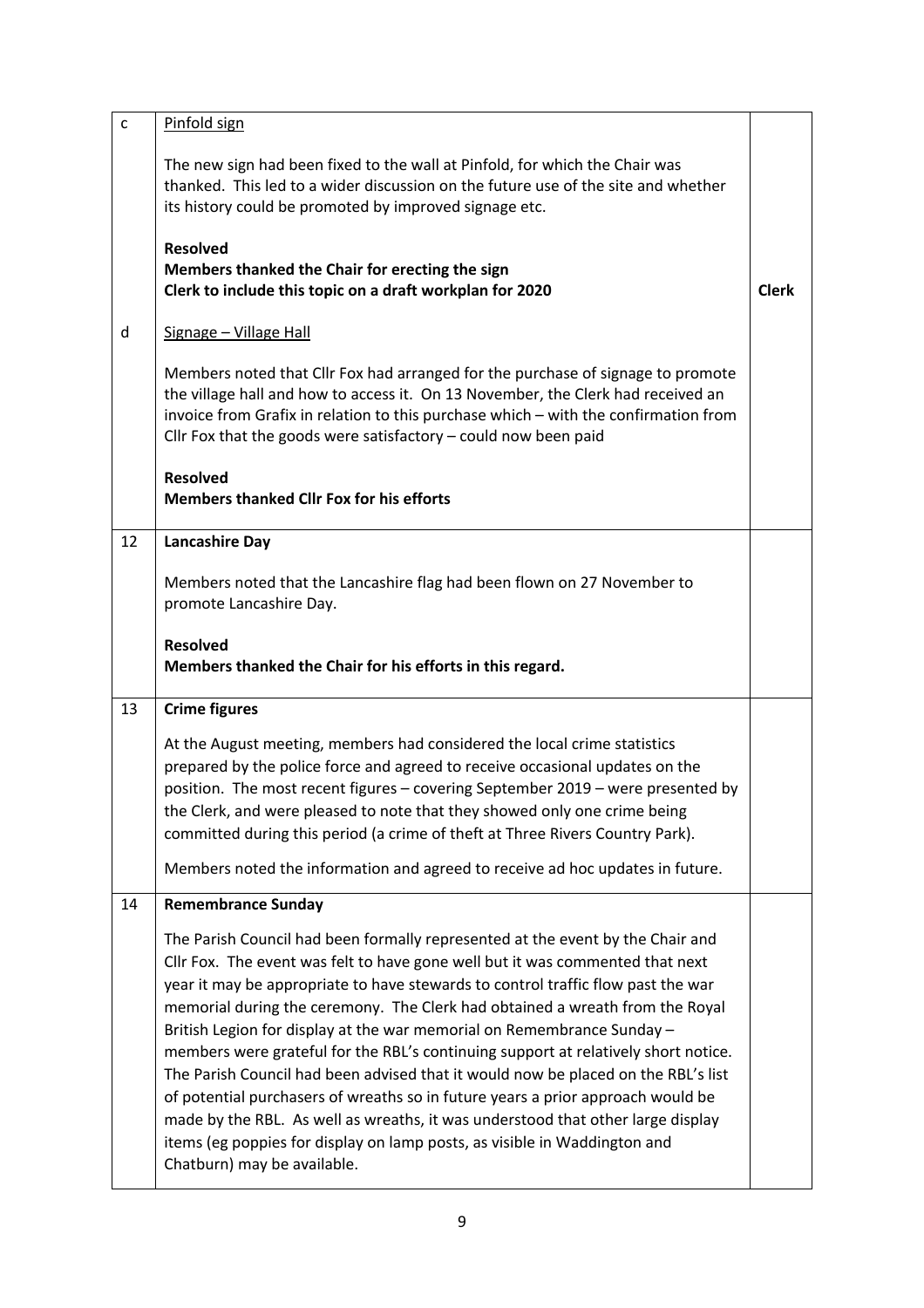| | | |
|---|---|---|
| c | Pinfold sign<br><br>The new sign had been fixed to the wall at Pinfold, for which the Chair was thanked. This led to a wider discussion on the future use of the site and whether its history could be promoted by improved signage etc.<br><br>**Resolved**<br>**Members thanked the Chair for erecting the sign**<br>**Clerk to include this topic on a draft workplan for 2020** | **Clerk** |
| d | Signage – Village Hall<br><br>Members noted that Cllr Fox had arranged for the purchase of signage to promote the village hall and how to access it. On 13 November, the Clerk had received an invoice from Grafix in relation to this purchase which – with the confirmation from Cllr Fox that the goods were satisfactory – could now been paid<br><br>**Resolved**<br>**Members thanked Cllr Fox for his efforts** | |
| 12 | **Lancashire Day**<br><br>Members noted that the Lancashire flag had been flown on 27 November to promote Lancashire Day.<br><br>**Resolved**<br>**Members thanked the Chair for his efforts in this regard.** | |
| 13 | **Crime figures**<br><br>At the August meeting, members had considered the local crime statistics prepared by the police force and agreed to receive occasional updates on the position. The most recent figures – covering September 2019 – were presented by the Clerk, and were pleased to note that they showed only one crime being committed during this period (a crime of theft at Three Rivers Country Park).<br><br>Members noted the information and agreed to receive ad hoc updates in future. | |
| 14 | **Remembrance Sunday**<br><br>The Parish Council had been formally represented at the event by the Chair and Cllr Fox. The event was felt to have gone well but it was commented that next year it may be appropriate to have stewards to control traffic flow past the war memorial during the ceremony. The Clerk had obtained a wreath from the Royal British Legion for display at the war memorial on Remembrance Sunday – members were grateful for the RBL's continuing support at relatively short notice. The Parish Council had been advised that it would now be placed on the RBL's list of potential purchasers of wreaths so in future years a prior approach would be made by the RBL. As well as wreaths, it was understood that other large display items (eg poppies for display on lamp posts, as visible in Waddington and Chatburn) may be available. | |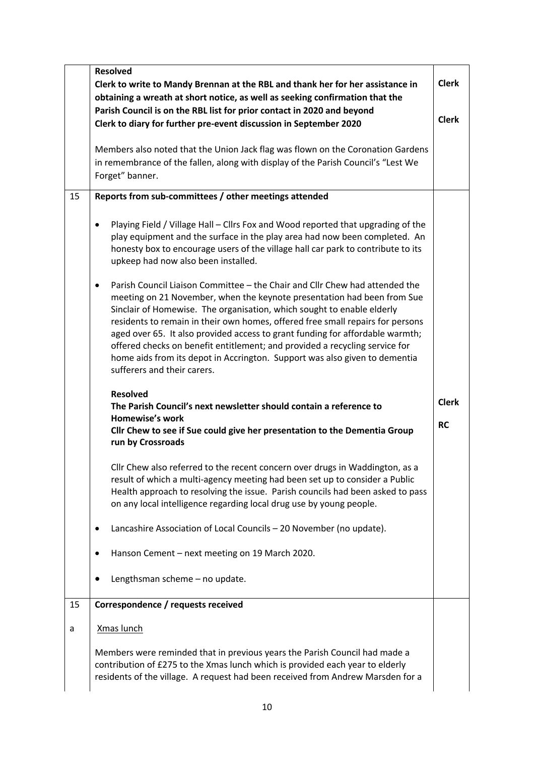| | | |
|---|---|---|
| | **Resolved**<br>**Clerk to write to Mandy Brennan at the RBL and thank her for her assistance in obtaining a wreath at short notice, as well as seeking confirmation that the Parish Council is on the RBL list for prior contact in 2020 and beyond**<br>**Clerk to diary for further pre-event discussion in September 2020**<br><br>Members also noted that the Union Jack flag was flown on the Coronation Gardens in remembrance of the fallen, along with display of the Parish Council's "Lest We Forget" banner. | **Clerk**<br><br>**Clerk** |
| 15 | **Reports from sub-committees / other meetings attended**<br><br>• Playing Field / Village Hall – Cllrs Fox and Wood reported that upgrading of the play equipment and the surface in the play area had now been completed. An honesty box to encourage users of the village hall car park to contribute to its upkeep had now also been installed.<br><br>• Parish Council Liaison Committee – the Chair and Cllr Chew had attended the meeting on 21 November, when the keynote presentation had been from Sue Sinclair of Homewise. The organisation, which sought to enable elderly residents to remain in their own homes, offered free small repairs for persons aged over 65. It also provided access to grant funding for affordable warmth; offered checks on benefit entitlement; and provided a recycling service for home aids from its depot in Accrington. Support was also given to dementia sufferers and their carers.<br><br>**Resolved**<br>**The Parish Council's next newsletter should contain a reference to Homewise's work**<br>**Cllr Chew to see if Sue could give her presentation to the Dementia Group run by Crossroads**<br><br>Cllr Chew also referred to the recent concern over drugs in Waddington, as a result of which a multi-agency meeting had been set up to consider a Public Health approach to resolving the issue. Parish councils had been asked to pass on any local intelligence regarding local drug use by young people.<br><br>• Lancashire Association of Local Councils – 20 November (no update).<br><br>• Hanson Cement – next meeting on 19 March 2020.<br><br>• Lengthsman scheme – no update. | <br><br><br><br><br><br><br><br><br><br><br><br><br><br>**Clerk**<br><br>**RC** |
| 15<br><br>a | **Correspondence / requests received**<br><br><u>Xmas lunch</u><br><br>Members were reminded that in previous years the Parish Council had made a contribution of £275 to the Xmas lunch which is provided each year to elderly residents of the village. A request had been received from Andrew Marsden for a | |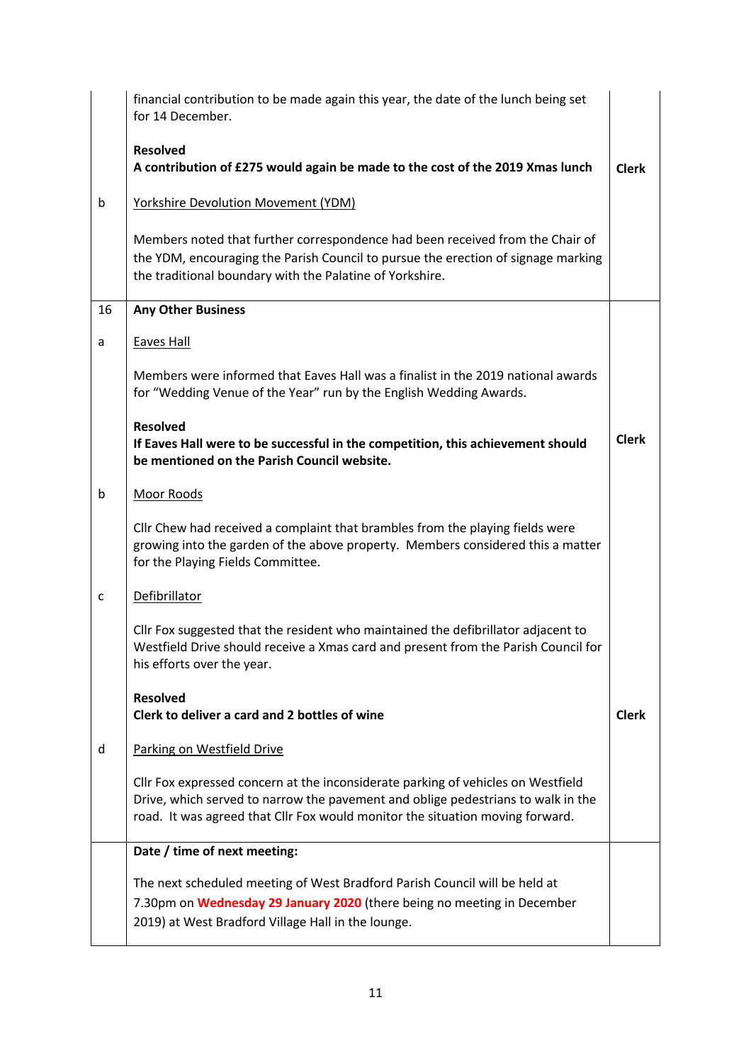| | | |
|---|---|---|
| | financial contribution to be made again this year, the date of the lunch being set for 14 December.<br><br>**Resolved**<br>**A contribution of £275 would again be made to the cost of the 2019 Xmas lunch** | **Clerk** |
| b | <u>Yorkshire Devolution Movement (YDM)</u><br><br>Members noted that further correspondence had been received from the Chair of the YDM, encouraging the Parish Council to pursue the erection of signage marking the traditional boundary with the Palatine of Yorkshire. | |
| 16 | **Any Other Business** | |
| a | <u>Eaves Hall</u><br><br>Members were informed that Eaves Hall was a finalist in the 2019 national awards for "Wedding Venue of the Year" run by the English Wedding Awards.<br><br>**Resolved**<br>**If Eaves Hall were to be successful in the competition, this achievement should be mentioned on the Parish Council website.** | **Clerk** |
| b | <u>Moor Roods</u><br><br>Cllr Chew had received a complaint that brambles from the playing fields were growing into the garden of the above property. Members considered this a matter for the Playing Fields Committee. | |
| c | <u>Defibrillator</u><br><br>Cllr Fox suggested that the resident who maintained the defibrillator adjacent to Westfield Drive should receive a Xmas card and present from the Parish Council for his efforts over the year.<br><br>**Resolved**<br>**Clerk to deliver a card and 2 bottles of wine** | **Clerk** |
| d | <u>Parking on Westfield Drive</u><br><br>Cllr Fox expressed concern at the inconsiderate parking of vehicles on Westfield Drive, which served to narrow the pavement and oblige pedestrians to walk in the road. It was agreed that Cllr Fox would monitor the situation moving forward. | |
| | **Date / time of next meeting:**<br><br>The next scheduled meeting of West Bradford Parish Council will be held at 7.30pm on **Wednesday 29 January 2020** (there being no meeting in December 2019) at West Bradford Village Hall in the lounge. | |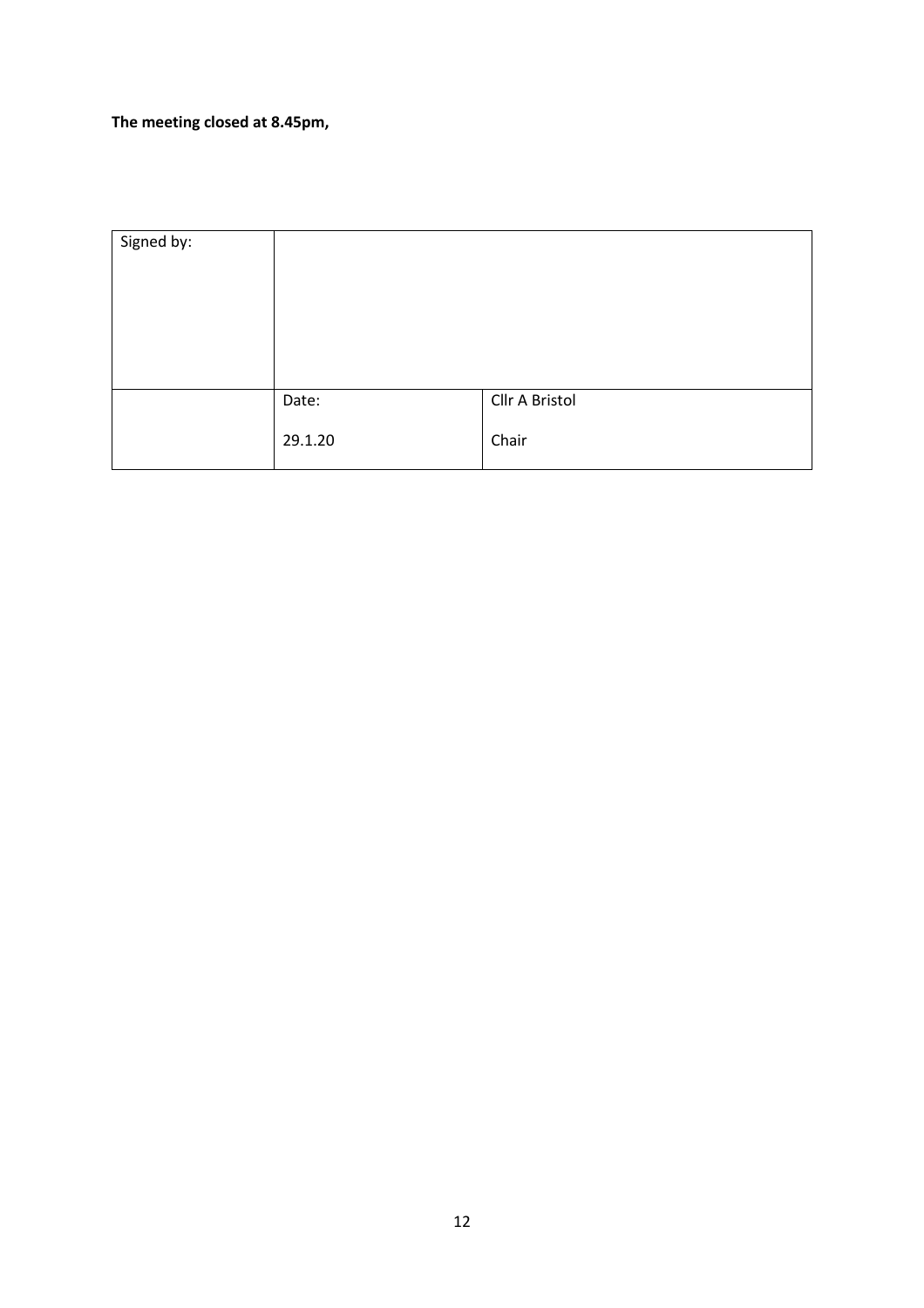**The meeting closed at 8.45pm,**

| | | |
|---|---|---|
| Signed by: | | |
| | Date:<br><br>29.1.20 | Cllr A Bristol<br><br>Chair |